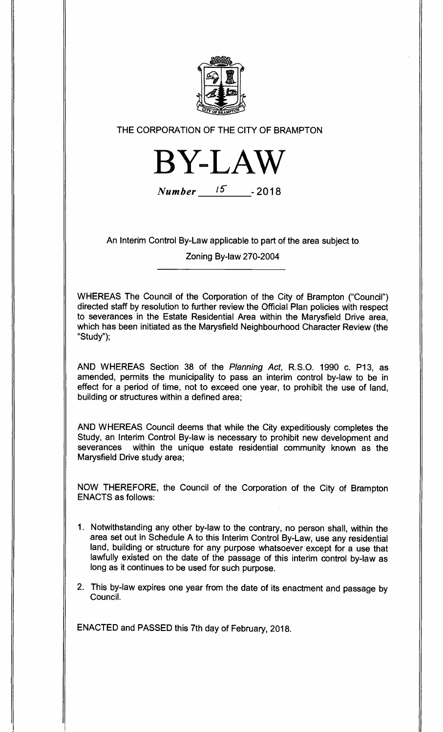THE CORPORATION OF THE CITY OF BRAMPTON

# BY-LAW

*Number* 15 - 2018

An Interim Control By-Law applicable to part of the area subject to

Zoning By-law 270-2004

WHEREAS The Council of the Corporation of the City of Brampton ("Council") directed staff by resolution to further review the Official Plan policies with respect to severances in the Estate Residential Area within the Marysfield Drive area, which has been initiated as the Marysfield Neighbourhood Character Review (the "Study");

AND WHEREAS Section 38 of the *Planning Act*, R.S.O. 1990 c. P13, as amended, permits the municipality to pass an interim control by-law to be in effect for a period of time, not to exceed one year, to prohibit the use of land, building or structures within a defined area;

AND WHEREAS Council deems that while the City expeditiously completes the Study, an Interim Control By-law is necessary to prohibit new development and severances within the unique estate residential community known as the Marysfield Drive study area;

NOW THEREFORE, the Council of the Corporation of the City of Brampton ENACTS as follows:

1. Notwithstanding any other by-law to the contrary, no person shall, within the area set out in Schedule A to this Interim Control By-Law, use any residential land, building or structure for any purpose whatsoever except for a use that lawfully existed on the date of the passage of this interim control by-law as long as it continues to be used for such purpose.
2. This by-law expires one year from the date of its enactment and passage by Council.

ENACTED and PASSED this 7th day of February, 2018.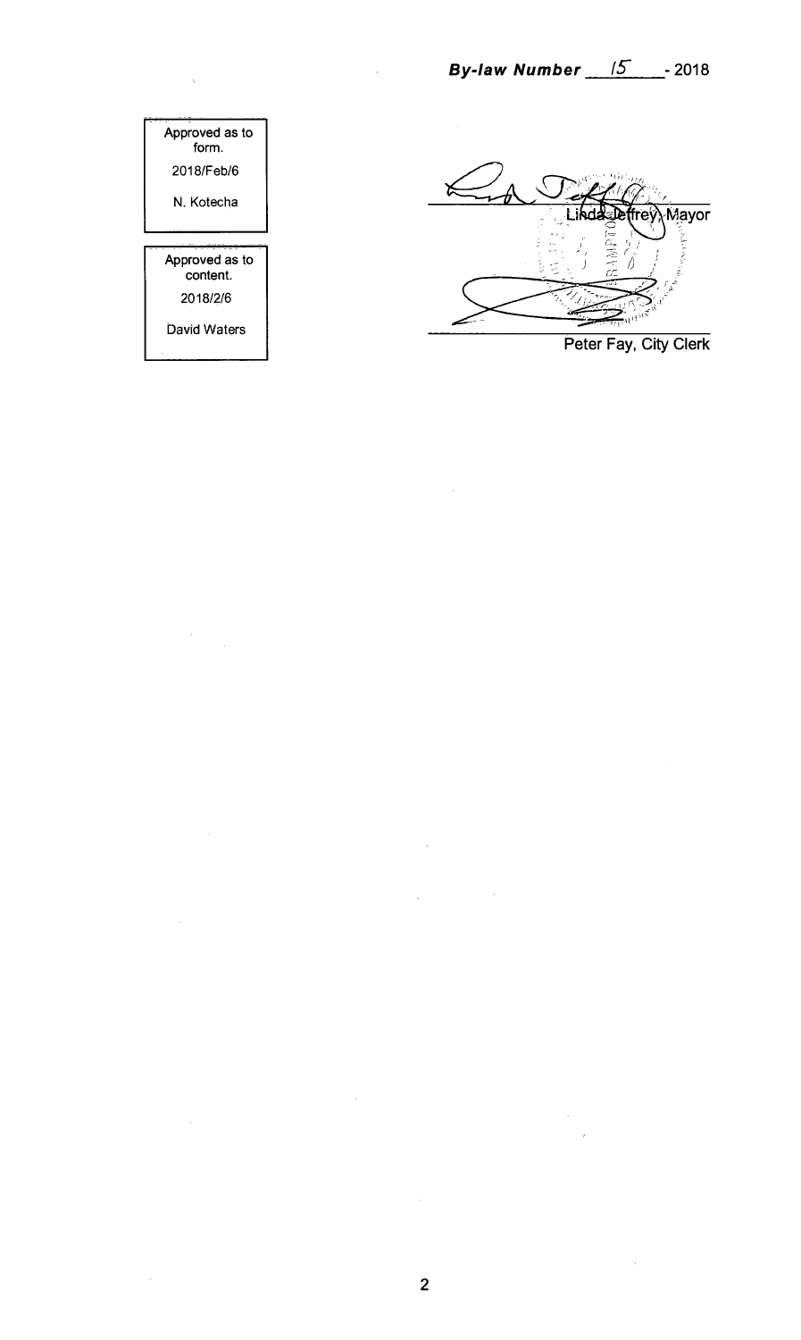**By-law Number 15 - 2018**

Approved as to form.
2018/Feb/6
N. Kotecha

Approved as to content.
2018/2/6
David Waters

Linda Jeffrey, Mayor

Peter Fay, City Clerk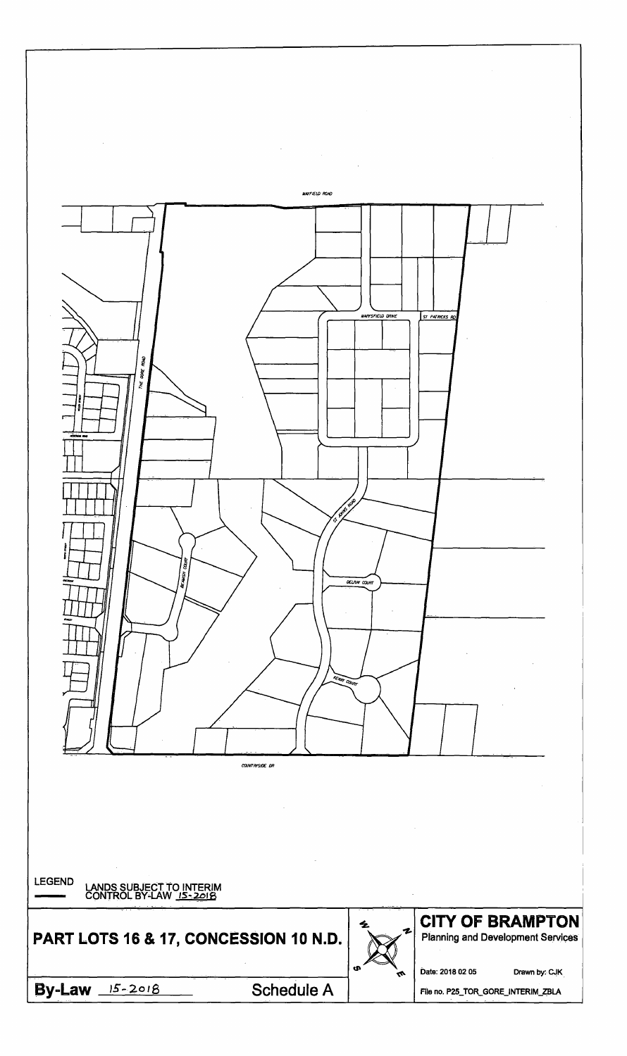MAYFIELD ROAD

MARYSFIELD DRIVE

ST PATRICKS RD

THE GORE ROAD

ST JOHNS ROAD

BEAMISH COURT

DELRAY COURT

KERRY COURT

COUNTRYSIDE DR

LEGEND

LANDS SUBJECT TO INTERIM CONTROL BY-LAW 15-2018

**PART LOTS 16 & 17, CONCESSION 10 N.D.**

**By-Law** 15-2018 Schedule A

**CITY OF BRAMPTON**

Planning and Development Services

Date: 2018 02 05 Drawn by: CJK

File no. P25_TOR_GORE_INTERIM_ZBLA